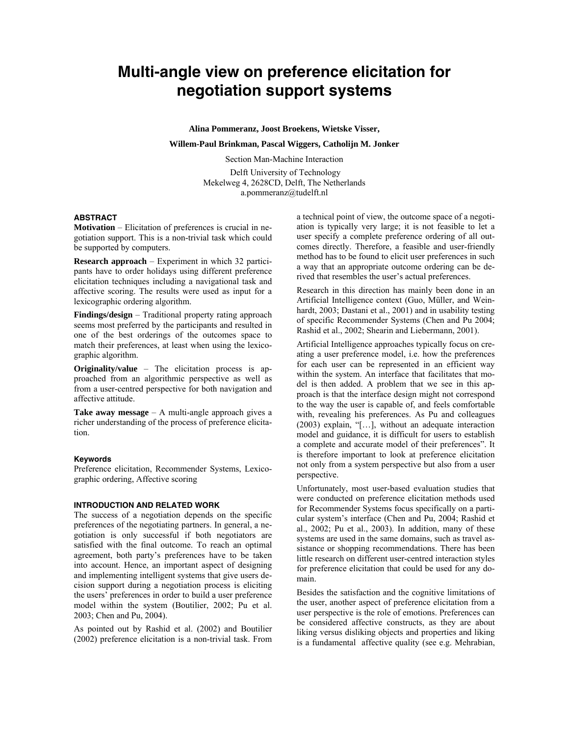# Multi-angle view on preference elicitation for negotiation support systems

**Alina Pommeranz, Joost Broekens, Wietske Visser,**

**Willem-Paul Brinkman, Pascal Wiggers, Catholijn M. Jonker**

Section Man-Machine Interaction

Delft University of Technology
Mekelweg 4, 2628CD, Delft, The Netherlands
a.pommeranz@tudelft.nl

## ABSTRACT

**Motivation** – Elicitation of preferences is crucial in negotiation support. This is a non-trivial task which could be supported by computers.

**Research approach** – Experiment in which 32 participants have to order holidays using different preference elicitation techniques including a navigational task and affective scoring. The results were used as input for a lexicographic ordering algorithm.

**Findings/design** – Traditional property rating approach seems most preferred by the participants and resulted in one of the best orderings of the outcomes space to match their preferences, at least when using the lexicographic algorithm.

**Originality/value** – The elicitation process is approached from an algorithmic perspective as well as from a user-centred perspective for both navigation and affective attitude.

**Take away message** – A multi-angle approach gives a richer understanding of the process of preference elicitation.

### Keywords

Preference elicitation, Recommender Systems, Lexicographic ordering, Affective scoring

## INTRODUCTION AND RELATED WORK

The success of a negotiation depends on the specific preferences of the negotiating partners. In general, a negotiation is only successful if both negotiators are satisfied with the final outcome. To reach an optimal agreement, both party's preferences have to be taken into account. Hence, an important aspect of designing and implementing intelligent systems that give users decision support during a negotiation process is eliciting the users' preferences in order to build a user preference model within the system (Boutilier, 2002; Pu et al. 2003; Chen and Pu, 2004).

As pointed out by Rashid et al. (2002) and Boutilier (2002) preference elicitation is a non-trivial task. From a technical point of view, the outcome space of a negotiation is typically very large; it is not feasible to let a user specify a complete preference ordering of all outcomes directly. Therefore, a feasible and user-friendly method has to be found to elicit user preferences in such a way that an appropriate outcome ordering can be derived that resembles the user's actual preferences.

Research in this direction has mainly been done in an Artificial Intelligence context (Guo, Müller, and Weinhardt, 2003; Dastani et al., 2001) and in usability testing of specific Recommender Systems (Chen and Pu 2004; Rashid et al., 2002; Shearin and Liebermann, 2001).

Artificial Intelligence approaches typically focus on creating a user preference model, i.e. how the preferences for each user can be represented in an efficient way within the system. An interface that facilitates that model is then added. A problem that we see in this approach is that the interface design might not correspond to the way the user is capable of, and feels comfortable with, revealing his preferences. As Pu and colleagues (2003) explain, "[…], without an adequate interaction model and guidance, it is difficult for users to establish a complete and accurate model of their preferences". It is therefore important to look at preference elicitation not only from a system perspective but also from a user perspective.

Unfortunately, most user-based evaluation studies that were conducted on preference elicitation methods used for Recommender Systems focus specifically on a particular system's interface (Chen and Pu, 2004; Rashid et al., 2002; Pu et al., 2003). In addition, many of these systems are used in the same domains, such as travel assistance or shopping recommendations. There has been little research on different user-centred interaction styles for preference elicitation that could be used for any domain.

Besides the satisfaction and the cognitive limitations of the user, another aspect of preference elicitation from a user perspective is the role of emotions. Preferences can be considered affective constructs, as they are about liking versus disliking objects and properties and liking is a fundamental affective quality (see e.g. Mehrabian,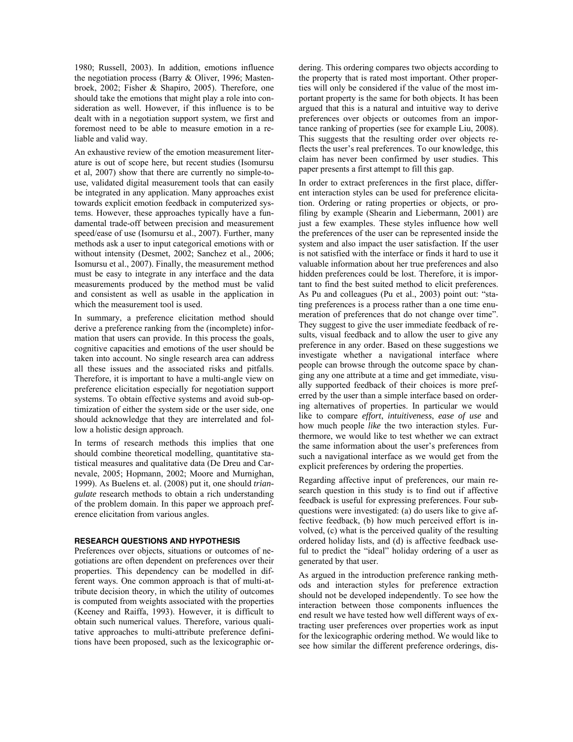1980; Russell, 2003). In addition, emotions influence the negotiation process (Barry & Oliver, 1996; Mastenbroek, 2002; Fisher & Shapiro, 2005). Therefore, one should take the emotions that might play a role into consideration as well. However, if this influence is to be dealt with in a negotiation support system, we first and foremost need to be able to measure emotion in a reliable and valid way.

An exhaustive review of the emotion measurement literature is out of scope here, but recent studies (Isomursu et al, 2007) show that there are currently no simple-to-use, validated digital measurement tools that can easily be integrated in any application. Many approaches exist towards explicit emotion feedback in computerized systems. However, these approaches typically have a fundamental trade-off between precision and measurement speed/ease of use (Isomursu et al., 2007). Further, many methods ask a user to input categorical emotions with or without intensity (Desmet, 2002; Sanchez et al., 2006; Isomursu et al., 2007). Finally, the measurement method must be easy to integrate in any interface and the data measurements produced by the method must be valid and consistent as well as usable in the application in which the measurement tool is used.

In summary, a preference elicitation method should derive a preference ranking from the (incomplete) information that users can provide. In this process the goals, cognitive capacities and emotions of the user should be taken into account. No single research area can address all these issues and the associated risks and pitfalls. Therefore, it is important to have a multi-angle view on preference elicitation especially for negotiation support systems. To obtain effective systems and avoid sub-optimization of either the system side or the user side, one should acknowledge that they are interrelated and follow a holistic design approach.

In terms of research methods this implies that one should combine theoretical modelling, quantitative statistical measures and qualitative data (De Dreu and Carnevale, 2005; Hopmann, 2002; Moore and Murnighan, 1999). As Buelens et. al. (2008) put it, one should *triangulate* research methods to obtain a rich understanding of the problem domain. In this paper we approach preference elicitation from various angles.

## RESEARCH QUESTIONS AND HYPOTHESIS

Preferences over objects, situations or outcomes of negotiations are often dependent on preferences over their properties. This dependency can be modelled in different ways. One common approach is that of multi-attribute decision theory, in which the utility of outcomes is computed from weights associated with the properties (Keeney and Raiffa, 1993). However, it is difficult to obtain such numerical values. Therefore, various qualitative approaches to multi-attribute preference definitions have been proposed, such as the lexicographic ordering. This ordering compares two objects according to the property that is rated most important. Other properties will only be considered if the value of the most important property is the same for both objects. It has been argued that this is a natural and intuitive way to derive preferences over objects or outcomes from an importance ranking of properties (see for example Liu, 2008). This suggests that the resulting order over objects reflects the user's real preferences. To our knowledge, this claim has never been confirmed by user studies. This paper presents a first attempt to fill this gap.

In order to extract preferences in the first place, different interaction styles can be used for preference elicitation. Ordering or rating properties or objects, or profiling by example (Shearin and Liebermann, 2001) are just a few examples. These styles influence how well the preferences of the user can be represented inside the system and also impact the user satisfaction. If the user is not satisfied with the interface or finds it hard to use it valuable information about her true preferences and also hidden preferences could be lost. Therefore, it is important to find the best suited method to elicit preferences. As Pu and colleagues (Pu et al., 2003) point out: "stating preferences is a process rather than a one time enumeration of preferences that do not change over time". They suggest to give the user immediate feedback of results, visual feedback and to allow the user to give any preference in any order. Based on these suggestions we investigate whether a navigational interface where people can browse through the outcome space by changing any one attribute at a time and get immediate, visually supported feedback of their choices is more preferred by the user than a simple interface based on ordering alternatives of properties. In particular we would like to compare *effort*, *intuitiveness*, *ease of use* and how much people *like* the two interaction styles. Furthermore, we would like to test whether we can extract the same information about the user's preferences from such a navigational interface as we would get from the explicit preferences by ordering the properties.

Regarding affective input of preferences, our main research question in this study is to find out if affective feedback is useful for expressing preferences. Four subquestions were investigated: (a) do users like to give affective feedback, (b) how much perceived effort is involved, (c) what is the perceived quality of the resulting ordered holiday lists, and (d) is affective feedback useful to predict the "ideal" holiday ordering of a user as generated by that user.

As argued in the introduction preference ranking methods and interaction styles for preference extraction should not be developed independently. To see how the interaction between those components influences the end result we have tested how well different ways of extracting user preferences over properties work as input for the lexicographic ordering method. We would like to see how similar the different preference orderings, dis-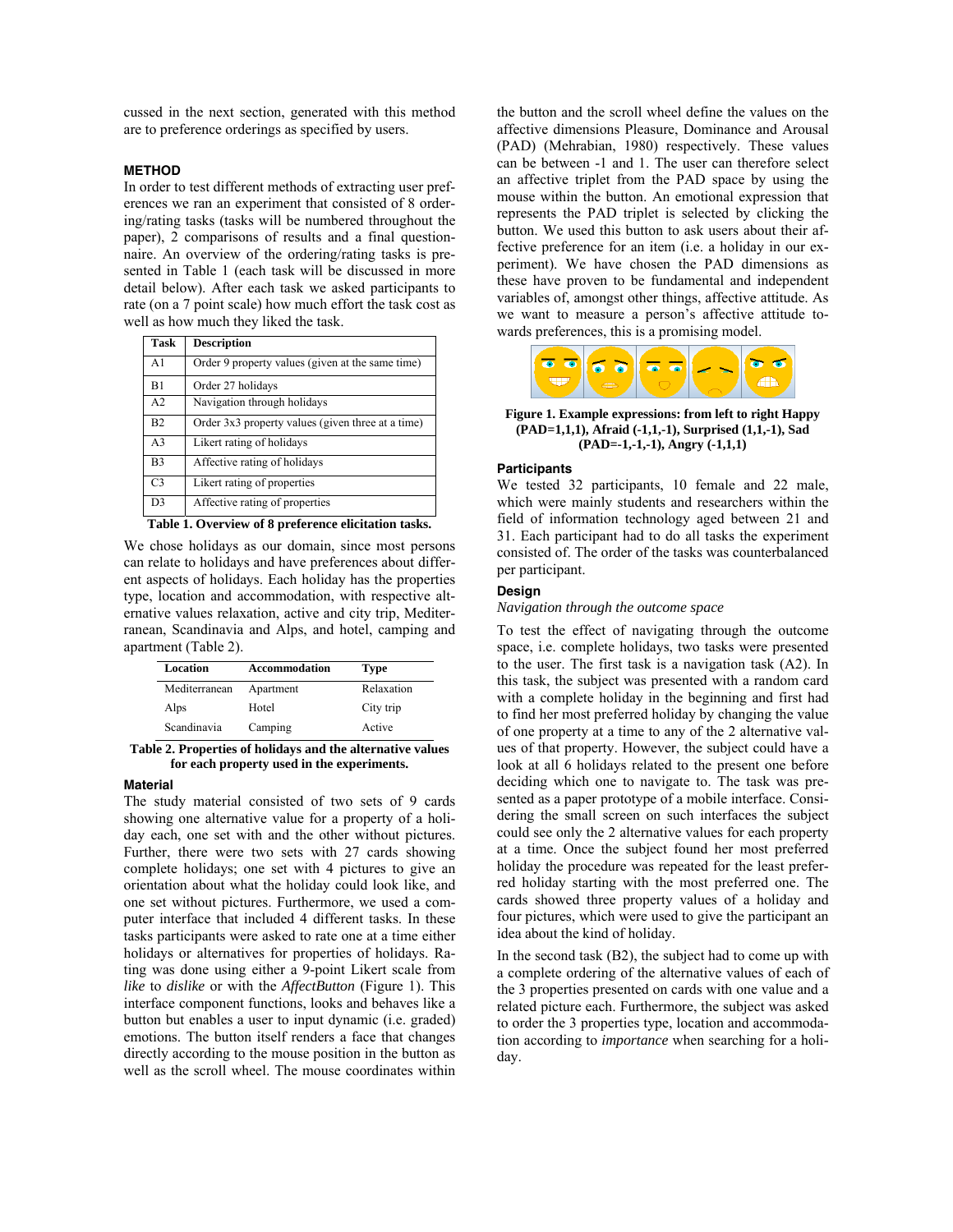cussed in the next section, generated with this method are to preference orderings as specified by users.

### METHOD

In order to test different methods of extracting user preferences we ran an experiment that consisted of 8 ordering/rating tasks (tasks will be numbered throughout the paper), 2 comparisons of results and a final questionnaire. An overview of the ordering/rating tasks is presented in Table 1 (each task will be discussed in more detail below). After each task we asked participants to rate (on a 7 point scale) how much effort the task cost as well as how much they liked the task.

| Task | Description |
|---|---|
| A1 | Order 9 property values (given at the same time) |
| B1 | Order 27 holidays |
| A2 | Navigation through holidays |
| B2 | Order 3x3 property values (given three at a time) |
| A3 | Likert rating of holidays |
| B3 | Affective rating of holidays |
| C3 | Likert rating of properties |
| D3 | Affective rating of properties |

**Table 1. Overview of 8 preference elicitation tasks.**

We chose holidays as our domain, since most persons can relate to holidays and have preferences about different aspects of holidays. Each holiday has the properties type, location and accommodation, with respective alternative values relaxation, active and city trip, Mediterranean, Scandinavia and Alps, and hotel, camping and apartment (Table 2).

| Location | Accommodation | Type |
|---|---|---|
| Mediterranean | Apartment | Relaxation |
| Alps | Hotel | City trip |
| Scandinavia | Camping | Active |

**Table 2. Properties of holidays and the alternative values for each property used in the experiments.**

#### Material

The study material consisted of two sets of 9 cards showing one alternative value for a property of a holiday each, one set with and the other without pictures. Further, there were two sets with 27 cards showing complete holidays; one set with 4 pictures to give an orientation about what the holiday could look like, and one set without pictures. Furthermore, we used a computer interface that included 4 different tasks. In these tasks participants were asked to rate one at a time either holidays or alternatives for properties of holidays. Rating was done using either a 9-point Likert scale from *like* to *dislike* or with the *AffectButton* (Figure 1). This interface component functions, looks and behaves like a button but enables a user to input dynamic (i.e. graded) emotions. The button itself renders a face that changes directly according to the mouse position in the button as well as the scroll wheel. The mouse coordinates within the button and the scroll wheel define the values on the affective dimensions Pleasure, Dominance and Arousal (PAD) (Mehrabian, 1980) respectively. These values can be between -1 and 1. The user can therefore select an affective triplet from the PAD space by using the mouse within the button. An emotional expression that represents the PAD triplet is selected by clicking the button. We used this button to ask users about their affective preference for an item (i.e. a holiday in our experiment). We have chosen the PAD dimensions as these have proven to be fundamental and independent variables of, amongst other things, affective attitude. As we want to measure a person's affective attitude towards preferences, this is a promising model.

**Figure 1. Example expressions: from left to right Happy (PAD=1,1,1), Afraid (-1,1,-1), Surprised (1,1,-1), Sad (PAD=-1,-1,-1), Angry (-1,1,1)**

#### Participants

We tested 32 participants, 10 female and 22 male, which were mainly students and researchers within the field of information technology aged between 21 and 31. Each participant had to do all tasks the experiment consisted of. The order of the tasks was counterbalanced per participant.

#### Design

*Navigation through the outcome space*

To test the effect of navigating through the outcome space, i.e. complete holidays, two tasks were presented to the user. The first task is a navigation task (A2). In this task, the subject was presented with a random card with a complete holiday in the beginning and first had to find her most preferred holiday by changing the value of one property at a time to any of the 2 alternative values of that property. However, the subject could have a look at all 6 holidays related to the present one before deciding which one to navigate to. The task was presented as a paper prototype of a mobile interface. Considering the small screen on such interfaces the subject could see only the 2 alternative values for each property at a time. Once the subject found her most preferred holiday the procedure was repeated for the least preferred holiday starting with the most preferred one. The cards showed three property values of a holiday and four pictures, which were used to give the participant an idea about the kind of holiday.

In the second task (B2), the subject had to come up with a complete ordering of the alternative values of each of the 3 properties presented on cards with one value and a related picture each. Furthermore, the subject was asked to order the 3 properties type, location and accommodation according to *importance* when searching for a holiday.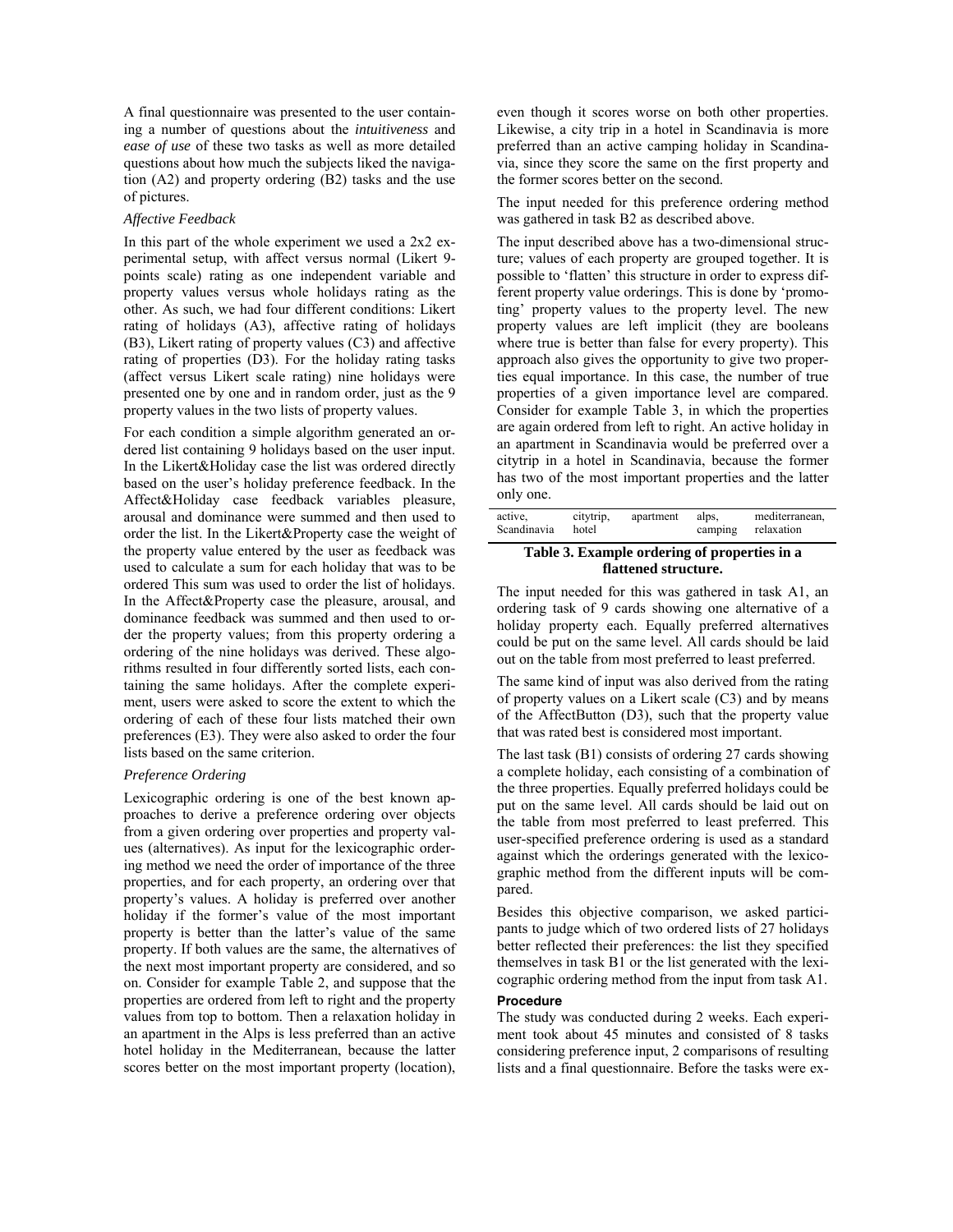A final questionnaire was presented to the user containing a number of questions about the *intuitiveness* and *ease of use* of these two tasks as well as more detailed questions about how much the subjects liked the navigation (A2) and property ordering (B2) tasks and the use of pictures.

### *Affective Feedback*

In this part of the whole experiment we used a 2x2 experimental setup, with affect versus normal (Likert 9-points scale) rating as one independent variable and property values versus whole holidays rating as the other. As such, we had four different conditions: Likert rating of holidays (A3), affective rating of holidays (B3), Likert rating of property values (C3) and affective rating of properties (D3). For the holiday rating tasks (affect versus Likert scale rating) nine holidays were presented one by one and in random order, just as the 9 property values in the two lists of property values.

For each condition a simple algorithm generated an ordered list containing 9 holidays based on the user input. In the Likert&Holiday case the list was ordered directly based on the user's holiday preference feedback. In the Affect&Holiday case feedback variables pleasure, arousal and dominance were summed and then used to order the list. In the Likert&Property case the weight of the property value entered by the user as feedback was used to calculate a sum for each holiday that was to be ordered This sum was used to order the list of holidays. In the Affect&Property case the pleasure, arousal, and dominance feedback was summed and then used to order the property values; from this property ordering a ordering of the nine holidays was derived. These algorithms resulted in four differently sorted lists, each containing the same holidays. After the complete experiment, users were asked to score the extent to which the ordering of each of these four lists matched their own preferences (E3). They were also asked to order the four lists based on the same criterion.

### *Preference Ordering*

Lexicographic ordering is one of the best known approaches to derive a preference ordering over objects from a given ordering over properties and property values (alternatives). As input for the lexicographic ordering method we need the order of importance of the three properties, and for each property, an ordering over that property's values. A holiday is preferred over another holiday if the former's value of the most important property is better than the latter's value of the same property. If both values are the same, the alternatives of the next most important property are considered, and so on. Consider for example Table 2, and suppose that the properties are ordered from left to right and the property values from top to bottom. Then a relaxation holiday in an apartment in the Alps is less preferred than an active hotel holiday in the Mediterranean, because the latter scores better on the most important property (location), even though it scores worse on both other properties. Likewise, a city trip in a hotel in Scandinavia is more preferred than an active camping holiday in Scandinavia, since they score the same on the first property and the former scores better on the second.

The input needed for this preference ordering method was gathered in task B2 as described above.

The input described above has a two-dimensional structure; values of each property are grouped together. It is possible to 'flatten' this structure in order to express different property value orderings. This is done by 'promoting' property values to the property level. The new property values are left implicit (they are booleans where true is better than false for every property). This approach also gives the opportunity to give two properties equal importance. In this case, the number of true properties of a given importance level are compared. Consider for example Table 3, in which the properties are again ordered from left to right. An active holiday in an apartment in Scandinavia would be preferred over a citytrip in a hotel in Scandinavia, because the former has two of the most important properties and the latter only one.

| active, Scandinavia | citytrip, hotel | apartment | alps, camping | mediterranean, relaxation |
|---|---|---|---|---|

**Table 3. Example ordering of properties in a flattened structure.**

The input needed for this was gathered in task A1, an ordering task of 9 cards showing one alternative of a holiday property each. Equally preferred alternatives could be put on the same level. All cards should be laid out on the table from most preferred to least preferred.

The same kind of input was also derived from the rating of property values on a Likert scale (C3) and by means of the AffectButton (D3), such that the property value that was rated best is considered most important.

The last task (B1) consists of ordering 27 cards showing a complete holiday, each consisting of a combination of the three properties. Equally preferred holidays could be put on the same level. All cards should be laid out on the table from most preferred to least preferred. This user-specified preference ordering is used as a standard against which the orderings generated with the lexicographic method from the different inputs will be compared.

Besides this objective comparison, we asked participants to judge which of two ordered lists of 27 holidays better reflected their preferences: the list they specified themselves in task B1 or the list generated with the lexicographic ordering method from the input from task A1.

## Procedure

The study was conducted during 2 weeks. Each experiment took about 45 minutes and consisted of 8 tasks considering preference input, 2 comparisons of resulting lists and a final questionnaire. Before the tasks were ex-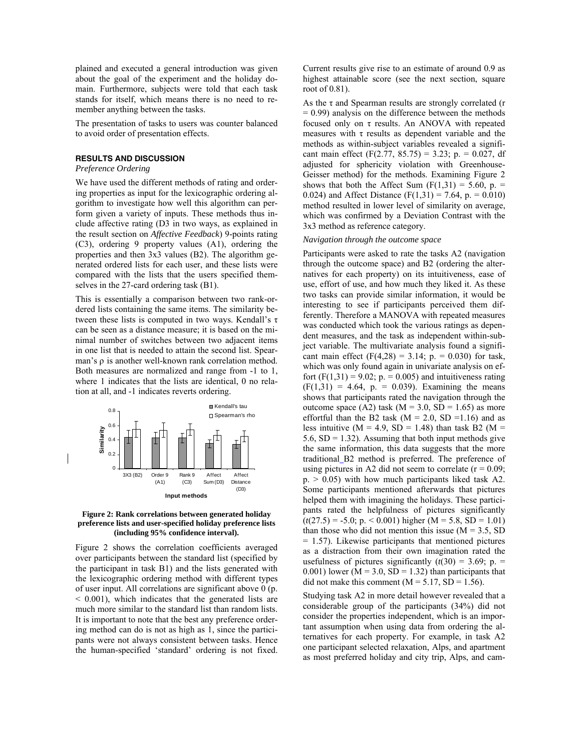plained and executed a general introduction was given about the goal of the experiment and the holiday domain. Furthermore, subjects were told that each task stands for itself, which means there is no need to remember anything between the tasks.

The presentation of tasks to users was counter balanced to avoid order of presentation effects.

## RESULTS AND DISCUSSION

### *Preference Ordering*

We have used the different methods of rating and ordering properties as input for the lexicographic ordering algorithm to investigate how well this algorithm can perform given a variety of inputs. These methods thus include affective rating (D3 in two ways, as explained in the result section on *Affective Feedback*) 9-points rating (C3), ordering 9 property values (A1), ordering the properties and then 3x3 values (B2). The algorithm generated ordered lists for each user, and these lists were compared with the lists that the users specified themselves in the 27-card ordering task (B1).

This is essentially a comparison between two rank-ordered lists containing the same items. The similarity between these lists is computed in two ways. Kendall's $\tau$ can be seen as a distance measure; it is based on the minimal number of switches between two adjacent items in one list that is needed to attain the second list. Spearman's $\rho$ is another well-known rank correlation method. Both measures are normalized and range from -1 to 1, where 1 indicates that the lists are identical, 0 no relation at all, and -1 indicates reverts ordering.

**Figure 2: Rank correlations between generated holiday preference lists and user-specified holiday preference lists (including 95% confidence interval).**

Figure 2 shows the correlation coefficients averaged over participants between the standard list (specified by the participant in task B1) and the lists generated with the lexicographic ordering method with different types of user input. All correlations are significant above 0 ($p < 0.001$), which indicates that the generated lists are much more similar to the standard list than random lists. It is important to note that the best any preference ordering method can do is not as high as 1, since the participants were not always consistent between tasks. Hence the human-specified 'standard' ordering is not fixed. Current results give rise to an estimate of around 0.9 as highest attainable score (see the next section, square root of 0.81).

As the $\tau$ and Spearman results are strongly correlated ($r = 0.99$) analysis on the difference between the methods focused only on $\tau$ results. An ANOVA with repeated measures with $\tau$ results as dependent variable and the methods as within-subject variables revealed a significant main effect ($F(2.77, 85.75) = 3.23$; $p. = 0.027$, df adjusted for sphericity violation with Greenhouse-Geisser method) for the methods. Examining Figure 2 shows that both the Affect Sum ($F(1,31) = 5.60$, $p. = 0.024$) and Affect Distance ($F(1,31) = 7.64$, $p. = 0.010$) method resulted in lower level of similarity on average, which was confirmed by a Deviation Contrast with the 3x3 method as reference category.

### *Navigation through the outcome space*

Participants were asked to rate the tasks A2 (navigation through the outcome space) and B2 (ordering the alternatives for each property) on its intuitiveness, ease of use, effort of use, and how much they liked it. As these two tasks can provide similar information, it would be interesting to see if participants perceived them differently. Therefore a MANOVA with repeated measures was conducted which took the various ratings as dependent measures, and the task as independent within-subject variable. The multivariate analysis found a significant main effect ($F(4,28) = 3.14$; $p. = 0.030$) for task, which was only found again in univariate analysis on effort ($F(1,31) = 9.02$; $p. = 0.005$) and intuitiveness rating ($F(1,31) = 4.64$, $p. = 0.039$). Examining the means shows that participants rated the navigation through the outcome space (A2) task ($M = 3.0$, $SD = 1.65$) as more effortful than the B2 task ($M = 2.0$, $SD = 1.16$) and as less intuitive ($M = 4.9$, $SD = 1.48$) than task B2 ($M = 5.6$, $SD = 1.32$). Assuming that both input methods give the same information, this data suggests that the more traditional B2 method is preferred. The preference of using pictures in A2 did not seem to correlate ($r = 0.09$; $p. > 0.05$) with how much participants liked task A2. Some participants mentioned afterwards that pictures helped them with imagining the holidays. These participants rated the helpfulness of pictures significantly ($t(27.5) = -5.0$; $p. < 0.001$) higher ($M = 5.8$, $SD = 1.01$) than those who did not mention this issue ($M = 3.5$, $SD = 1.57$). Likewise participants that mentioned pictures as a distraction from their own imagination rated the usefulness of pictures significantly ($t(30) = 3.69$; $p. = 0.001$) lower ($M = 3.0$, $SD = 1.32$) than participants that did not make this comment ($M = 5.17$, $SD = 1.56$).

Studying task A2 in more detail however revealed that a considerable group of the participants (34%) did not consider the properties independent, which is an important assumption when using data from ordering the alternatives for each property. For example, in task A2 one participant selected relaxation, Alps, and apartment as most preferred holiday and city trip, Alps, and cam-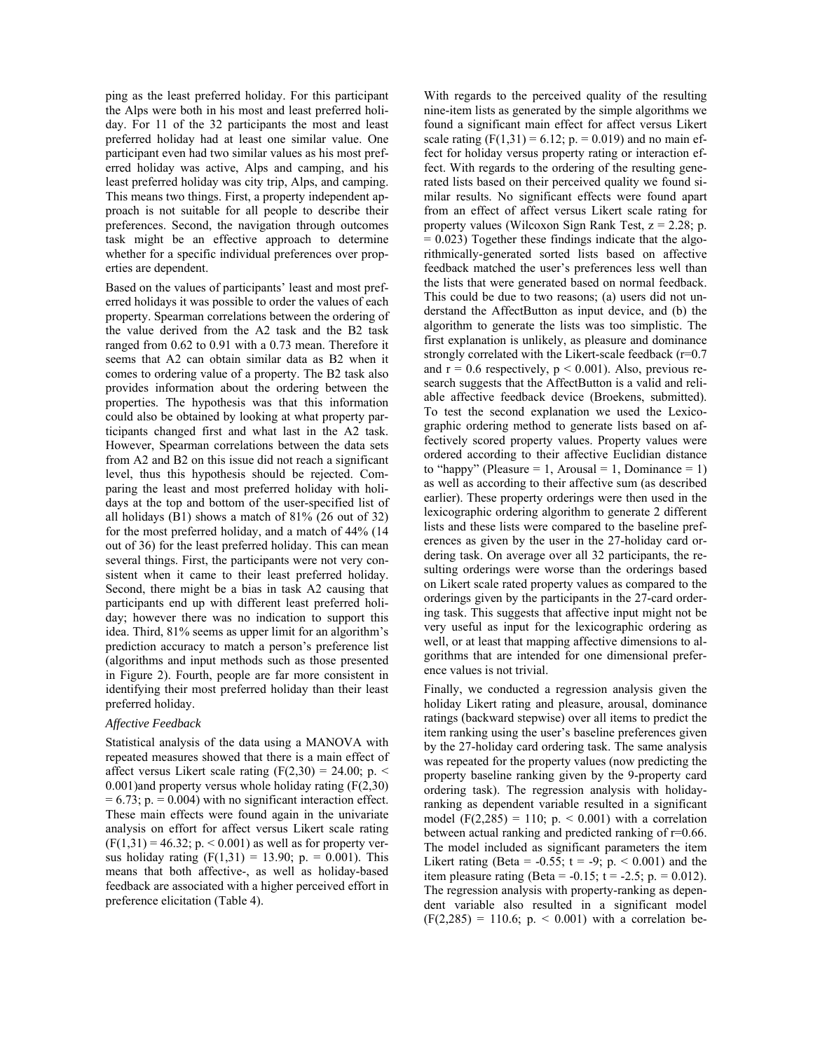ping as the least preferred holiday. For this participant the Alps were both in his most and least preferred holiday. For 11 of the 32 participants the most and least preferred holiday had at least one similar value. One participant even had two similar values as his most preferred holiday was active, Alps and camping, and his least preferred holiday was city trip, Alps, and camping. This means two things. First, a property independent approach is not suitable for all people to describe their preferences. Second, the navigation through outcomes task might be an effective approach to determine whether for a specific individual preferences over properties are dependent.

Based on the values of participants' least and most preferred holidays it was possible to order the values of each property. Spearman correlations between the ordering of the value derived from the A2 task and the B2 task ranged from 0.62 to 0.91 with a 0.73 mean. Therefore it seems that A2 can obtain similar data as B2 when it comes to ordering value of a property. The B2 task also provides information about the ordering between the properties. The hypothesis was that this information could also be obtained by looking at what property participants changed first and what last in the A2 task. However, Spearman correlations between the data sets from A2 and B2 on this issue did not reach a significant level, thus this hypothesis should be rejected. Comparing the least and most preferred holiday with holidays at the top and bottom of the user-specified list of all holidays (B1) shows a match of 81% (26 out of 32) for the most preferred holiday, and a match of 44% (14 out of 36) for the least preferred holiday. This can mean several things. First, the participants were not very consistent when it came to their least preferred holiday. Second, there might be a bias in task A2 causing that participants end up with different least preferred holiday; however there was no indication to support this idea. Third, 81% seems as upper limit for an algorithm's prediction accuracy to match a person's preference list (algorithms and input methods such as those presented in Figure 2). Fourth, people are far more consistent in identifying their most preferred holiday than their least preferred holiday.

### *Affective Feedback*

Statistical analysis of the data using a MANOVA with repeated measures showed that there is a main effect of affect versus Likert scale rating ($F(2,30) = 24.00$; $p. < 0.001$)and property versus whole holiday rating ($F(2,30) = 6.73$; $p. = 0.004$) with no significant interaction effect. These main effects were found again in the univariate analysis on effort for affect versus Likert scale rating ($F(1,31) = 46.32$; $p. < 0.001$) as well as for property versus holiday rating ($F(1,31) = 13.90$; $p. = 0.001$). This means that both affective-, as well as holiday-based feedback are associated with a higher perceived effort in preference elicitation (Table 4).

With regards to the perceived quality of the resulting nine-item lists as generated by the simple algorithms we found a significant main effect for affect versus Likert scale rating ($F(1,31) = 6.12$; $p. = 0.019$) and no main effect for holiday versus property rating or interaction effect. With regards to the ordering of the resulting generated lists based on their perceived quality we found similar results. No significant effects were found apart from an effect of affect versus Likert scale rating for property values (Wilcoxon Sign Rank Test, $z = 2.28$; $p. = 0.023$) Together these findings indicate that the algorithmically-generated sorted lists based on affective feedback matched the user's preferences less well than the lists that were generated based on normal feedback. This could be due to two reasons; (a) users did not understand the AffectButton as input device, and (b) the algorithm to generate the lists was too simplistic. The first explanation is unlikely, as pleasure and dominance strongly correlated with the Likert-scale feedback ($r=0.7$ and $r = 0.6$ respectively, $p < 0.001$). Also, previous research suggests that the AffectButton is a valid and reliable affective feedback device (Broekens, submitted). To test the second explanation we used the Lexicographic ordering method to generate lists based on affectively scored property values. Property values were ordered according to their affective Euclidian distance to "happy" (Pleasure = 1, Arousal = 1, Dominance = 1) as well as according to their affective sum (as described earlier). These property orderings were then used in the lexicographic ordering algorithm to generate 2 different lists and these lists were compared to the baseline preferences as given by the user in the 27-holiday card ordering task. On average over all 32 participants, the resulting orderings were worse than the orderings based on Likert scale rated property values as compared to the orderings given by the participants in the 27-card ordering task. This suggests that affective input might not be very useful as input for the lexicographic ordering as well, or at least that mapping affective dimensions to algorithms that are intended for one dimensional preference values is not trivial.

Finally, we conducted a regression analysis given the holiday Likert rating and pleasure, arousal, dominance ratings (backward stepwise) over all items to predict the item ranking using the user's baseline preferences given by the 27-holiday card ordering task. The same analysis was repeated for the property values (now predicting the property baseline ranking given by the 9-property card ordering task). The regression analysis with holiday-ranking as dependent variable resulted in a significant model ($F(2,285) = 110$; $p. < 0.001$) with a correlation between actual ranking and predicted ranking of $r=0.66$. The model included as significant parameters the item Likert rating (Beta = -0.55; $t = -9$; $p. < 0.001$) and the item pleasure rating (Beta = -0.15; $t = -2.5$; $p. = 0.012$). The regression analysis with property-ranking as dependent variable also resulted in a significant model ($F(2,285) = 110.6$; $p. < 0.001$) with a correlation be-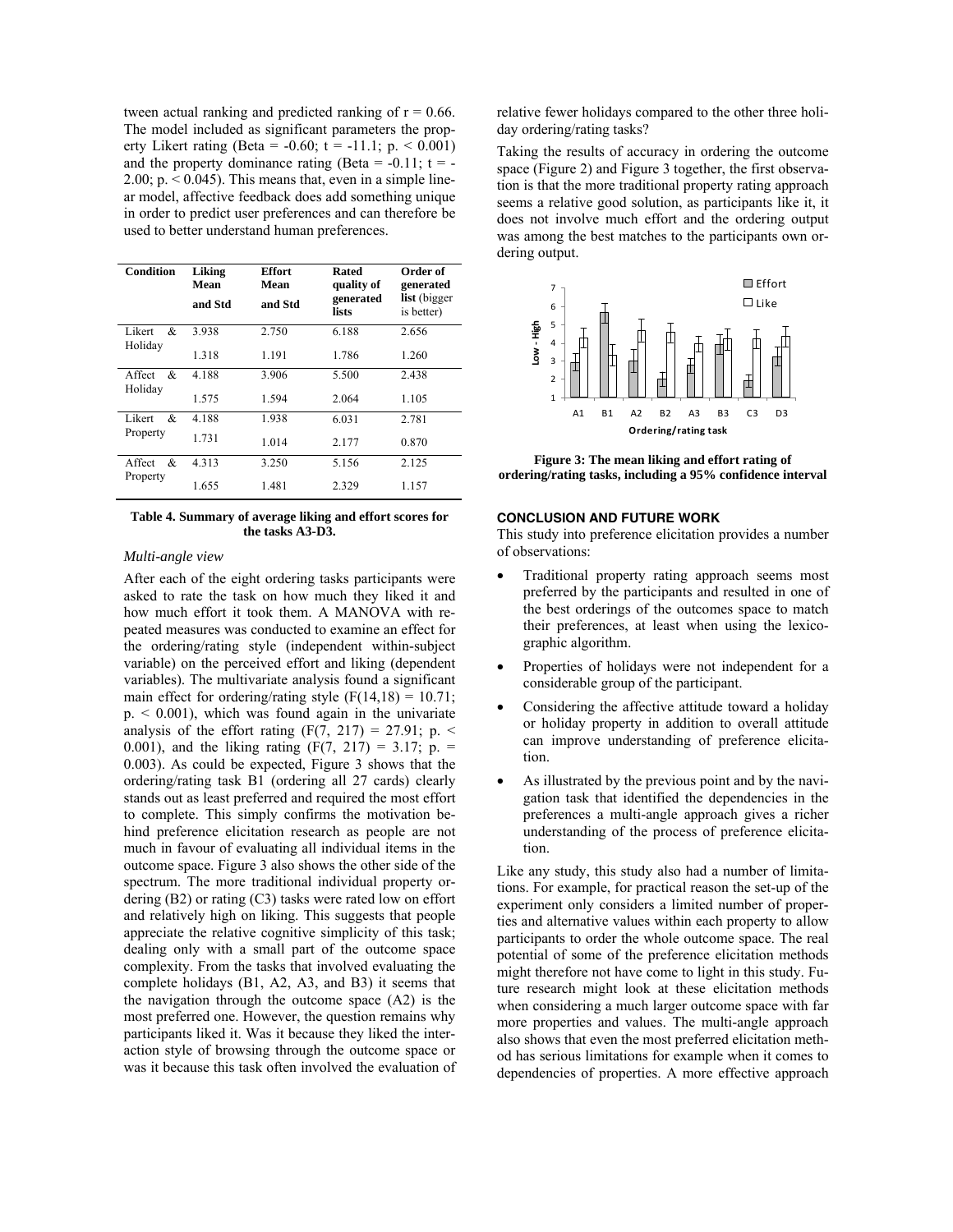tween actual ranking and predicted ranking of r = 0.66. The model included as significant parameters the property Likert rating (Beta = -0.60; t = -11.1; p. < 0.001) and the property dominance rating (Beta = -0.11; t = -2.00; p. < 0.045). This means that, even in a simple linear model, affective feedback does add something unique in order to predict user preferences and can therefore be used to better understand human preferences.

| Condition | Liking Mean and Std | Effort Mean and Std | Rated quality of generated lists | Order of generated list (bigger is better) |
|---|---|---|---|---|
| Likert & Holiday | 3.938 | 2.750 | 6.188 | 2.656 |
| | 1.318 | 1.191 | 1.786 | 1.260 |
| Affect & Holiday | 4.188 | 3.906 | 5.500 | 2.438 |
| | 1.575 | 1.594 | 2.064 | 1.105 |
| Likert & Property | 4.188 | 1.938 | 6.031 | 2.781 |
| | 1.731 | 1.014 | 2.177 | 0.870 |
| Affect & Property | 4.313 | 3.250 | 5.156 | 2.125 |
| | 1.655 | 1.481 | 2.329 | 1.157 |

**Table 4. Summary of average liking and effort scores for the tasks A3-D3.**

*Multi-angle view*

After each of the eight ordering tasks participants were asked to rate the task on how much they liked it and how much effort it took them. A MANOVA with repeated measures was conducted to examine an effect for the ordering/rating style (independent within-subject variable) on the perceived effort and liking (dependent variables). The multivariate analysis found a significant main effect for ordering/rating style ($F(14,18) = 10.71$; p. < 0.001), which was found again in the univariate analysis of the effort rating ($F(7, 217) = 27.91$; p. < 0.001), and the liking rating ($F(7, 217) = 3.17$; p. = 0.003). As could be expected, Figure 3 shows that the ordering/rating task B1 (ordering all 27 cards) clearly stands out as least preferred and required the most effort to complete. This simply confirms the motivation behind preference elicitation research as people are not much in favour of evaluating all individual items in the outcome space. Figure 3 also shows the other side of the spectrum. The more traditional individual property ordering (B2) or rating (C3) tasks were rated low on effort and relatively high on liking. This suggests that people appreciate the relative cognitive simplicity of this task; dealing only with a small part of the outcome space complexity. From the tasks that involved evaluating the complete holidays (B1, A2, A3, and B3) it seems that the navigation through the outcome space (A2) is the most preferred one. However, the question remains why participants liked it. Was it because they liked the interaction style of browsing through the outcome space or was it because this task often involved the evaluation of relative fewer holidays compared to the other three holiday ordering/rating tasks?

Taking the results of accuracy in ordering the outcome space (Figure 2) and Figure 3 together, the first observation is that the more traditional property rating approach seems a relative good solution, as participants like it, it does not involve much effort and the ordering output was among the best matches to the participants own ordering output.

**Figure 3: The mean liking and effort rating of ordering/rating tasks, including a 95% confidence interval**

## CONCLUSION AND FUTURE WORK

This study into preference elicitation provides a number of observations:

- Traditional property rating approach seems most preferred by the participants and resulted in one of the best orderings of the outcomes space to match their preferences, at least when using the lexicographic algorithm.
- Properties of holidays were not independent for a considerable group of the participant.
- Considering the affective attitude toward a holiday or holiday property in addition to overall attitude can improve understanding of preference elicitation.
- As illustrated by the previous point and by the navigation task that identified the dependencies in the preferences a multi-angle approach gives a richer understanding of the process of preference elicitation.

Like any study, this study also had a number of limitations. For example, for practical reason the set-up of the experiment only considers a limited number of properties and alternative values within each property to allow participants to order the whole outcome space. The real potential of some of the preference elicitation methods might therefore not have come to light in this study. Future research might look at these elicitation methods when considering a much larger outcome space with far more properties and values. The multi-angle approach also shows that even the most preferred elicitation method has serious limitations for example when it comes to dependencies of properties. A more effective approach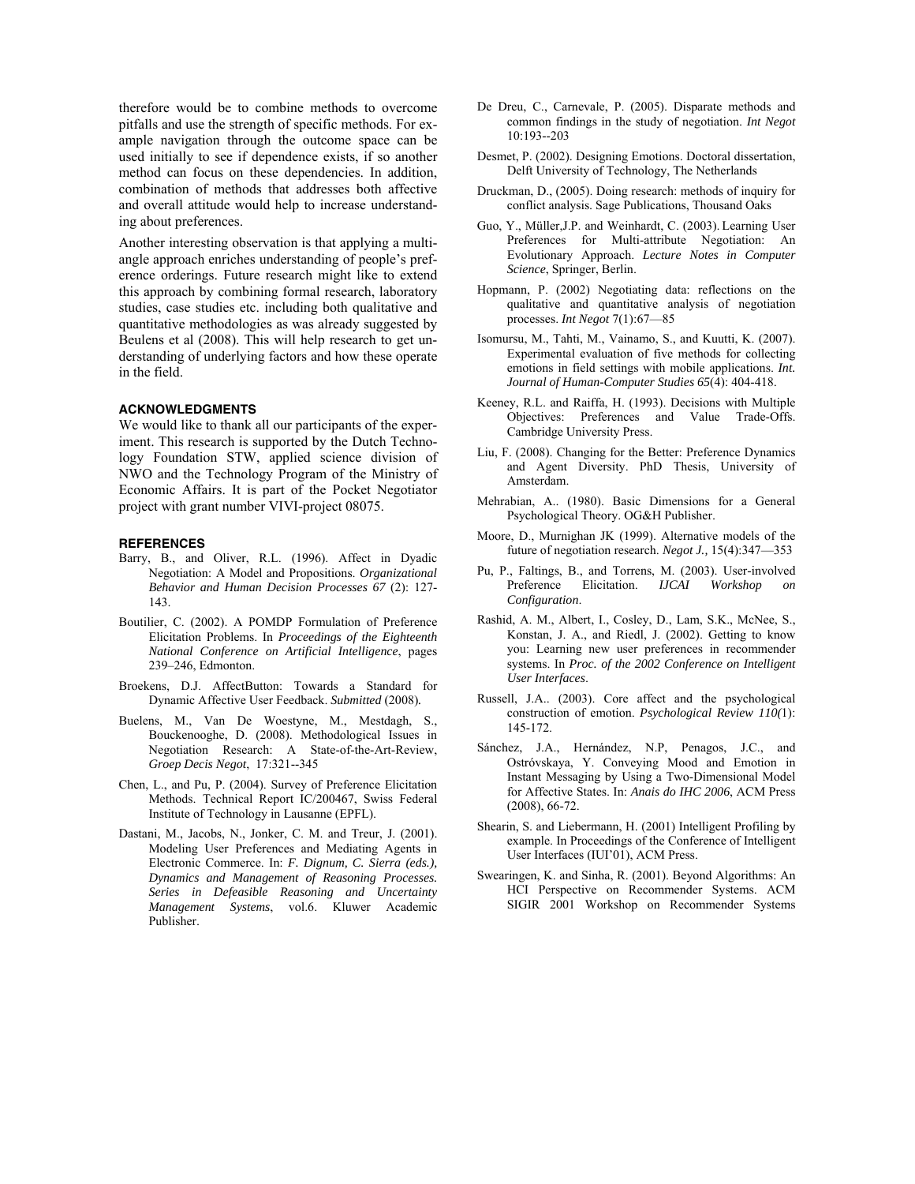therefore would be to combine methods to overcome pitfalls and use the strength of specific methods. For example navigation through the outcome space can be used initially to see if dependence exists, if so another method can focus on these dependencies. In addition, combination of methods that addresses both affective and overall attitude would help to increase understanding about preferences.

Another interesting observation is that applying a multi-angle approach enriches understanding of people's preference orderings. Future research might like to extend this approach by combining formal research, laboratory studies, case studies etc. including both qualitative and quantitative methodologies as was already suggested by Beulens et al (2008). This will help research to get understanding of underlying factors and how these operate in the field.

## ACKNOWLEDGMENTS

We would like to thank all our participants of the experiment. This research is supported by the Dutch Technology Foundation STW, applied science division of NWO and the Technology Program of the Ministry of Economic Affairs. It is part of the Pocket Negotiator project with grant number VIVI-project 08075.

## REFERENCES

Barry, B., and Oliver, R.L. (1996). Affect in Dyadic Negotiation: A Model and Propositions. *Organizational Behavior and Human Decision Processes 67* (2): 127-143.

Boutilier, C. (2002). A POMDP Formulation of Preference Elicitation Problems. In *Proceedings of the Eighteenth National Conference on Artificial Intelligence*, pages 239–246, Edmonton.

Broekens, D.J. AffectButton: Towards a Standard for Dynamic Affective User Feedback. *Submitted* (2008)*.*

Buelens, M., Van De Woestyne, M., Mestdagh, S., Bouckenooghe, D. (2008). Methodological Issues in Negotiation Research: A State-of-the-Art-Review, *Groep Decis Negot*, 17:321--345

Chen, L., and Pu, P. (2004). Survey of Preference Elicitation Methods. Technical Report IC/200467, Swiss Federal Institute of Technology in Lausanne (EPFL).

Dastani, M., Jacobs, N., Jonker, C. M. and Treur, J. (2001). Modeling User Preferences and Mediating Agents in Electronic Commerce. In: *F. Dignum, C. Sierra (eds.), Dynamics and Management of Reasoning Processes. Series in Defeasible Reasoning and Uncertainty Management Systems*, vol.6. Kluwer Academic Publisher.

De Dreu, C., Carnevale, P. (2005). Disparate methods and common findings in the study of negotiation. *Int Negot* 10:193--203

Desmet, P. (2002). Designing Emotions. Doctoral dissertation, Delft University of Technology, The Netherlands

Druckman, D., (2005). Doing research: methods of inquiry for conflict analysis. Sage Publications, Thousand Oaks

Guo, Y., Müller,J.P. and Weinhardt, C. (2003). Learning User Preferences for Multi-attribute Negotiation: An Evolutionary Approach. *Lecture Notes in Computer Science*, Springer, Berlin.

Hopmann, P. (2002) Negotiating data: reflections on the qualitative and quantitative analysis of negotiation processes. *Int Negot* 7(1):67—85

Isomursu, M., Tahti, M., Vainamo, S., and Kuutti, K. (2007). Experimental evaluation of five methods for collecting emotions in field settings with mobile applications. *Int. Journal of Human-Computer Studies 65*(4): 404-418.

Keeney, R.L. and Raiffa, H. (1993). Decisions with Multiple Objectives: Preferences and Value Trade-Offs. Cambridge University Press.

Liu, F. (2008). Changing for the Better: Preference Dynamics and Agent Diversity. PhD Thesis, University of Amsterdam.

Mehrabian, A.. (1980). Basic Dimensions for a General Psychological Theory. OG&H Publisher.

Moore, D., Murnighan JK (1999). Alternative models of the future of negotiation research. *Negot J.,* 15(4):347—353

Pu, P., Faltings, B., and Torrens, M. (2003). User-involved Preference Elicitation. *IJCAI Workshop on Configuration*.

Rashid, A. M., Albert, I., Cosley, D., Lam, S.K., McNee, S., Konstan, J. A., and Riedl, J. (2002). Getting to know you: Learning new user preferences in recommender systems. In *Proc. of the 2002 Conference on Intelligent User Interfaces*.

Russell, J.A.. (2003). Core affect and the psychological construction of emotion. *Psychological Review 110*(1): 145-172.

Sánchez, J.A., Hernández, N.P, Penagos, J.C., and Ostróvskaya, Y. Conveying Mood and Emotion in Instant Messaging by Using a Two-Dimensional Model for Affective States. In: *Anais do IHC 2006*, ACM Press (2008), 66-72.

Shearin, S. and Liebermann, H. (2001) Intelligent Profiling by example. In Proceedings of the Conference of Intelligent User Interfaces (IUI'01), ACM Press.

Swearingen, K. and Sinha, R. (2001). Beyond Algorithms: An HCI Perspective on Recommender Systems. ACM SIGIR 2001 Workshop on Recommender Systems